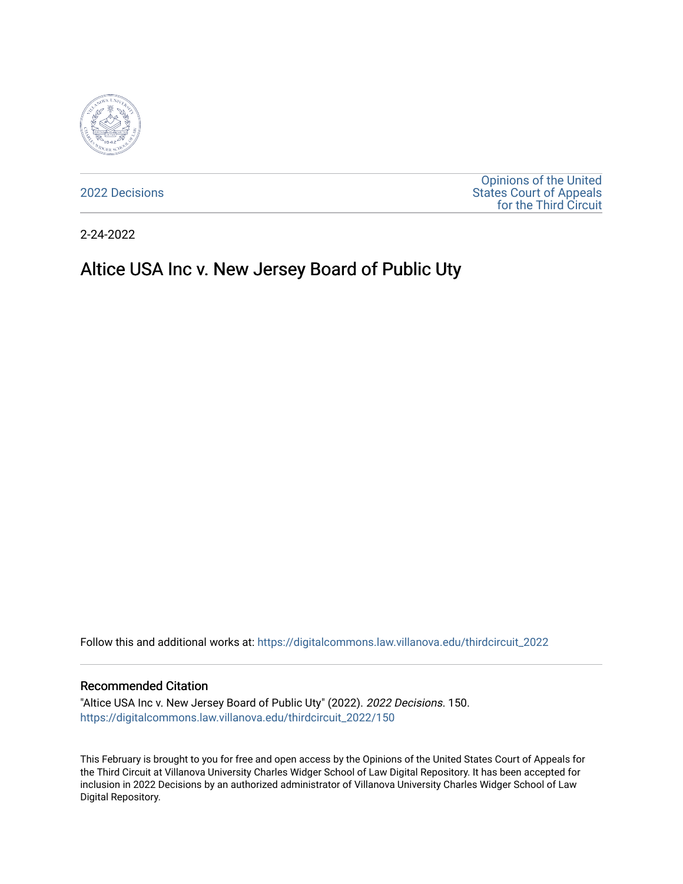2022 Decisions

Opinions of the United States Court of Appeals for the Third Circuit

2-24-2022

# Altice USA Inc v. New Jersey Board of Public Uty

Follow this and additional works at: https://digitalcommons.law.villanova.edu/thirdcircuit_2022

## Recommended Citation

"Altice USA Inc v. New Jersey Board of Public Uty" (2022). *2022 Decisions*. 150.
https://digitalcommons.law.villanova.edu/thirdcircuit_2022/150

This February is brought to you for free and open access by the Opinions of the United States Court of Appeals for the Third Circuit at Villanova University Charles Widger School of Law Digital Repository. It has been accepted for inclusion in 2022 Decisions by an authorized administrator of Villanova University Charles Widger School of Law Digital Repository.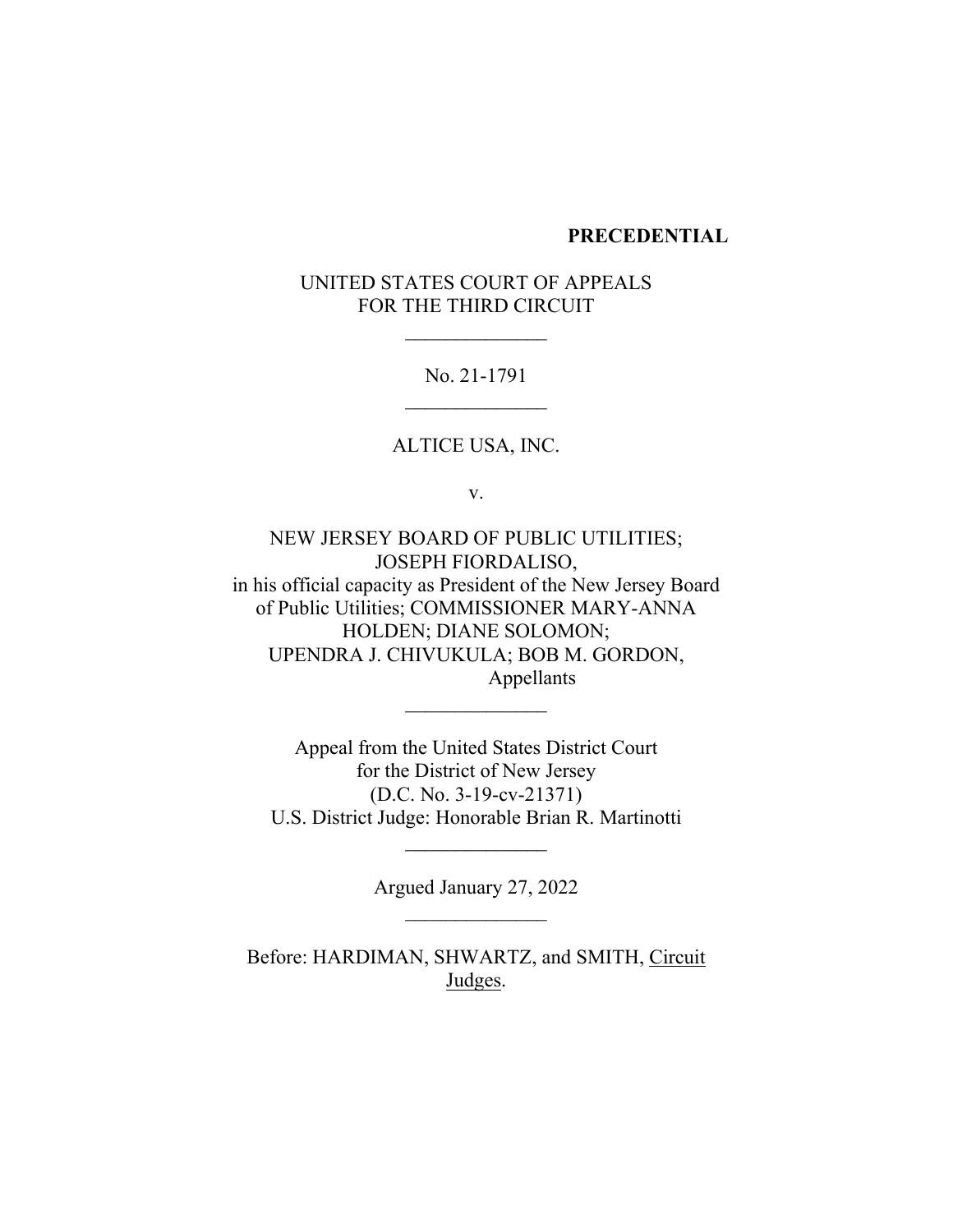**PRECEDENTIAL**

UNITED STATES COURT OF APPEALS
FOR THE THIRD CIRCUIT

______________

No. 21-1791

______________

ALTICE USA, INC.

v.

NEW JERSEY BOARD OF PUBLIC UTILITIES;
JOSEPH FIORDALISO,
in his official capacity as President of the New Jersey Board of Public Utilities; COMMISSIONER MARY-ANNA HOLDEN; DIANE SOLOMON;
UPENDRA J. CHIVUKULA; BOB M. GORDON,
Appellants

______________

Appeal from the United States District Court
for the District of New Jersey
(D.C. No. 3-19-cv-21371)
U.S. District Judge: Honorable Brian R. Martinotti

______________

Argued January 27, 2022

______________

Before: HARDIMAN, SHWARTZ, and SMITH, Circuit Judges.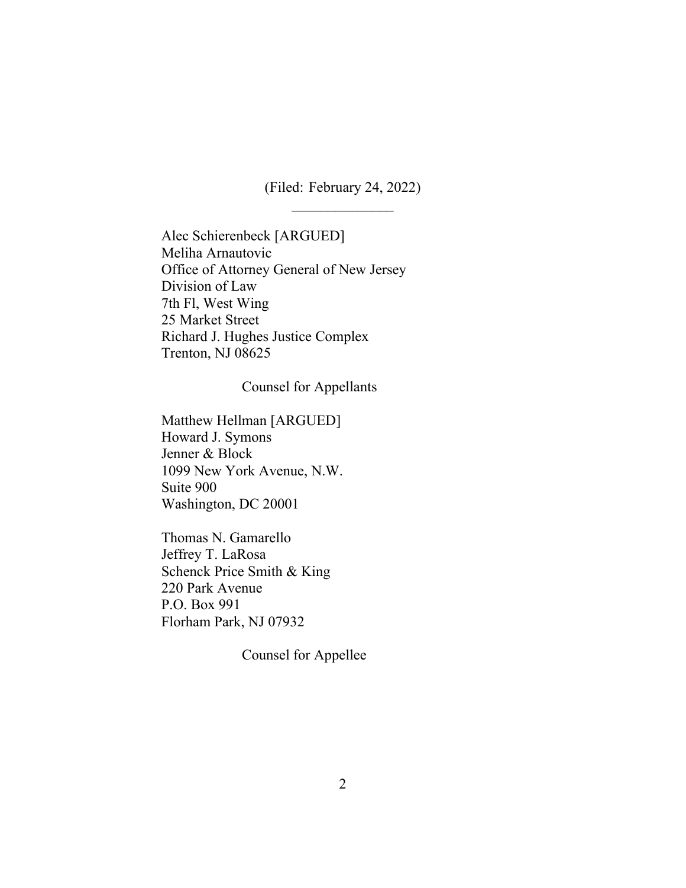(Filed: February 24, 2022)

______________

Alec Schierenbeck [ARGUED]
Meliha Arnautovic
Office of Attorney General of New Jersey
Division of Law
7th Fl, West Wing
25 Market Street
Richard J. Hughes Justice Complex
Trenton, NJ 08625

Counsel for Appellants

Matthew Hellman [ARGUED]
Howard J. Symons
Jenner & Block
1099 New York Avenue, N.W.
Suite 900
Washington, DC 20001

Thomas N. Gamarello
Jeffrey T. LaRosa
Schenck Price Smith & King
220 Park Avenue
P.O. Box 991
Florham Park, NJ 07932

Counsel for Appellee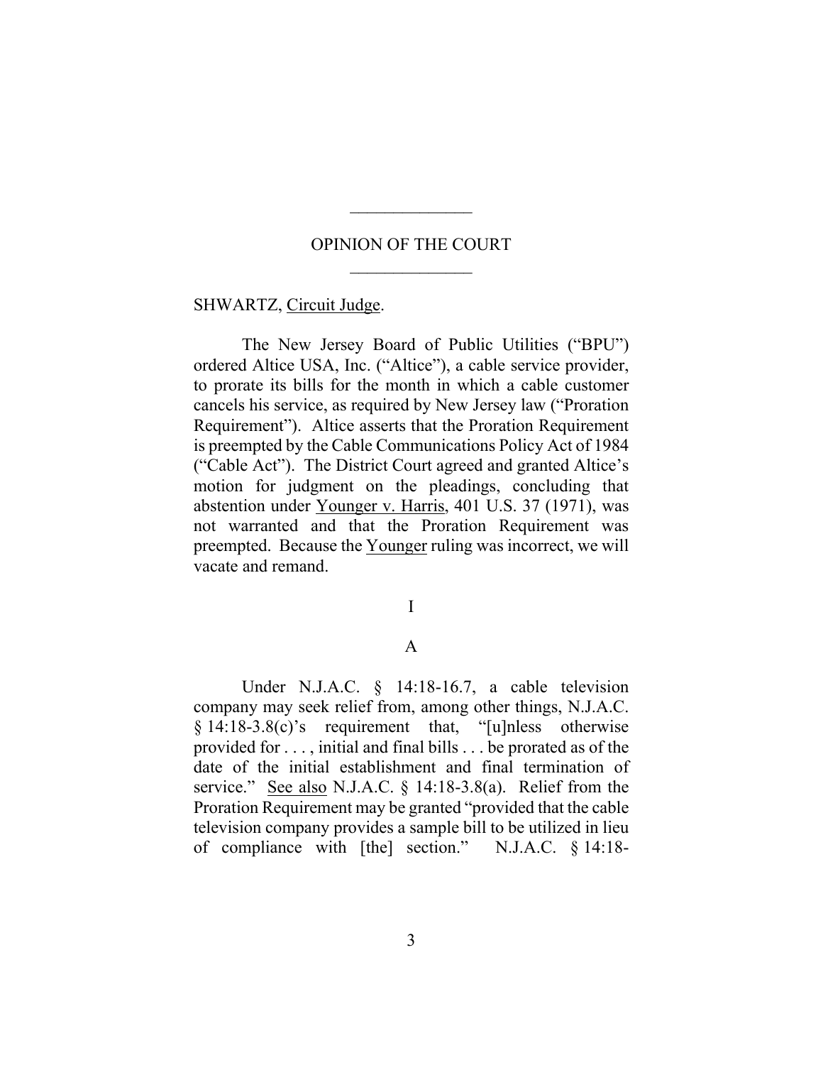OPINION OF THE COURT

SHWARTZ, Circuit Judge.

The New Jersey Board of Public Utilities ("BPU") ordered Altice USA, Inc. ("Altice"), a cable service provider, to prorate its bills for the month in which a cable customer cancels his service, as required by New Jersey law ("Proration Requirement"). Altice asserts that the Proration Requirement is preempted by the Cable Communications Policy Act of 1984 ("Cable Act"). The District Court agreed and granted Altice's motion for judgment on the pleadings, concluding that abstention under Younger v. Harris, 401 U.S. 37 (1971), was not warranted and that the Proration Requirement was preempted. Because the Younger ruling was incorrect, we will vacate and remand.

# I

## A

Under N.J.A.C. § 14:18-16.7, a cable television company may seek relief from, among other things, N.J.A.C. § 14:18-3.8(c)'s requirement that, "[u]nless otherwise provided for . . . , initial and final bills . . . be prorated as of the date of the initial establishment and final termination of service." See also N.J.A.C. § 14:18-3.8(a). Relief from the Proration Requirement may be granted "provided that the cable television company provides a sample bill to be utilized in lieu of compliance with [the] section." N.J.A.C. § 14:18-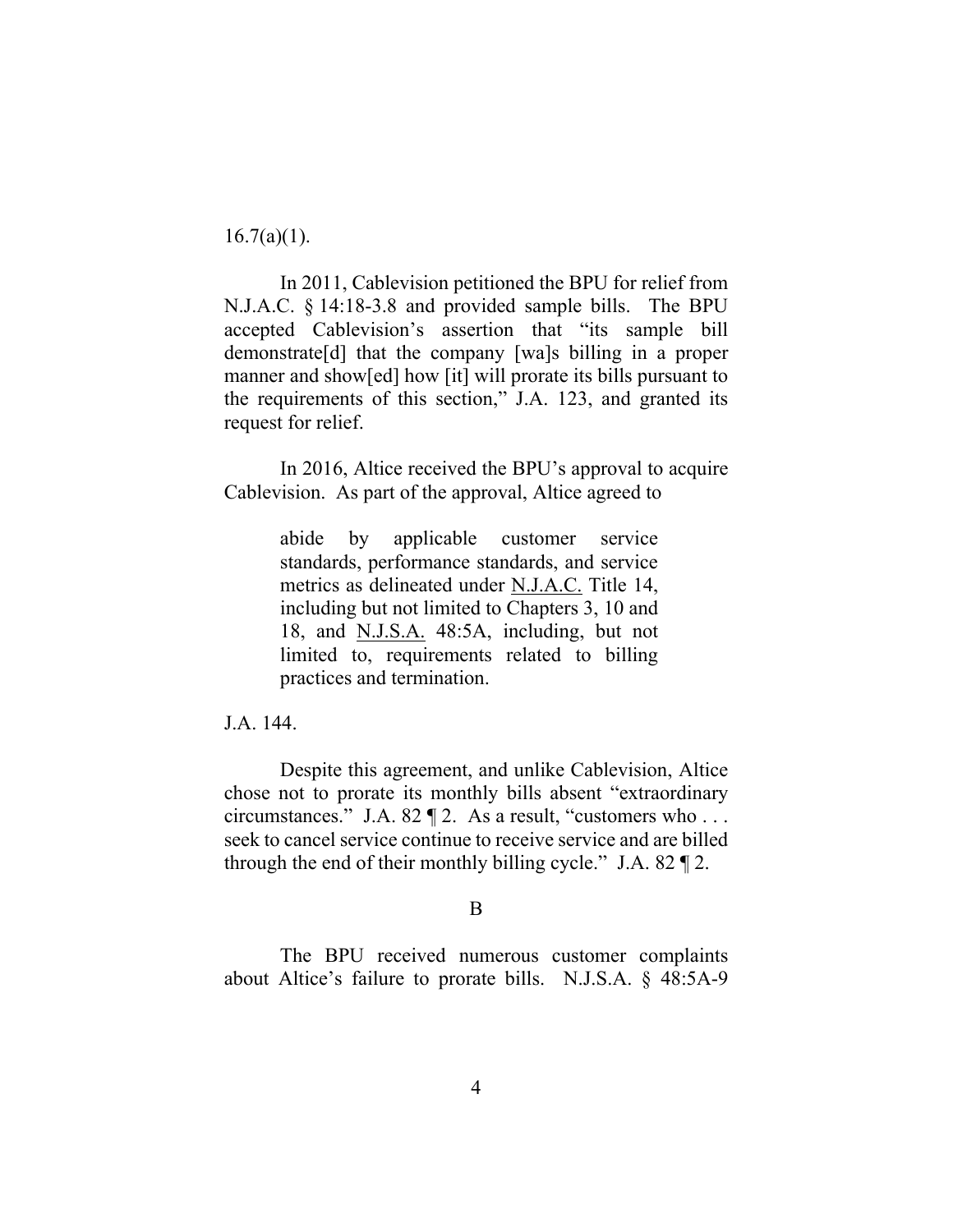16.7(a)(1).

In 2011, Cablevision petitioned the BPU for relief from N.J.A.C. § 14:18-3.8 and provided sample bills. The BPU accepted Cablevision's assertion that "its sample bill demonstrate[d] that the company [wa]s billing in a proper manner and show[ed] how [it] will prorate its bills pursuant to the requirements of this section," J.A. 123, and granted its request for relief.

In 2016, Altice received the BPU's approval to acquire Cablevision. As part of the approval, Altice agreed to

> abide by applicable customer service standards, performance standards, and service metrics as delineated under N.J.A.C. Title 14, including but not limited to Chapters 3, 10 and 18, and N.J.S.A. 48:5A, including, but not limited to, requirements related to billing practices and termination.

J.A. 144.

Despite this agreement, and unlike Cablevision, Altice chose not to prorate its monthly bills absent "extraordinary circumstances." J.A. 82 ¶ 2. As a result, "customers who . . . seek to cancel service continue to receive service and are billed through the end of their monthly billing cycle." J.A. 82 ¶ 2.

### B

The BPU received numerous customer complaints about Altice's failure to prorate bills. N.J.S.A. § 48:5A-9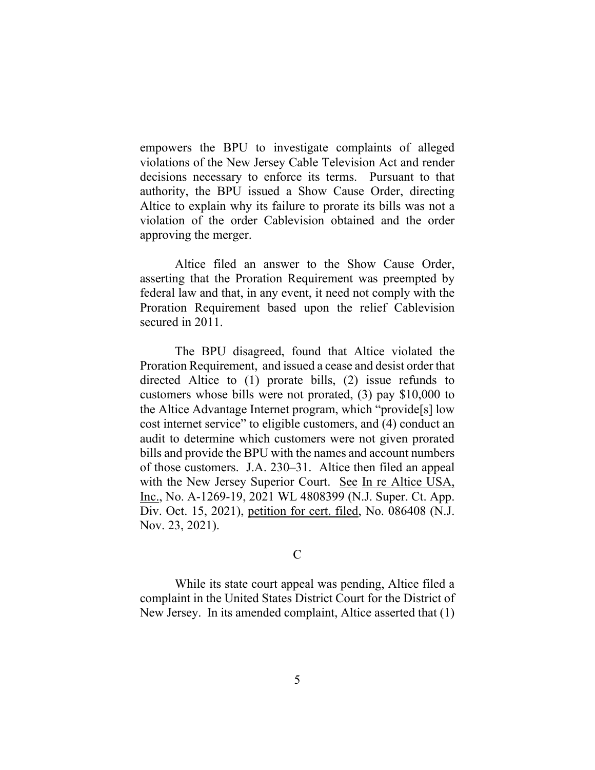empowers the BPU to investigate complaints of alleged violations of the New Jersey Cable Television Act and render decisions necessary to enforce its terms. Pursuant to that authority, the BPU issued a Show Cause Order, directing Altice to explain why its failure to prorate its bills was not a violation of the order Cablevision obtained and the order approving the merger.

Altice filed an answer to the Show Cause Order, asserting that the Proration Requirement was preempted by federal law and that, in any event, it need not comply with the Proration Requirement based upon the relief Cablevision secured in 2011.

The BPU disagreed, found that Altice violated the Proration Requirement, and issued a cease and desist order that directed Altice to (1) prorate bills, (2) issue refunds to customers whose bills were not prorated, (3) pay $10,000 to the Altice Advantage Internet program, which "provide[s] low cost internet service" to eligible customers, and (4) conduct an audit to determine which customers were not given prorated bills and provide the BPU with the names and account numbers of those customers. J.A. 230–31. Altice then filed an appeal with the New Jersey Superior Court. See In re Altice USA, Inc., No. A-1269-19, 2021 WL 4808399 (N.J. Super. Ct. App. Div. Oct. 15, 2021), petition for cert. filed, No. 086408 (N.J. Nov. 23, 2021).

C

While its state court appeal was pending, Altice filed a complaint in the United States District Court for the District of New Jersey. In its amended complaint, Altice asserted that (1)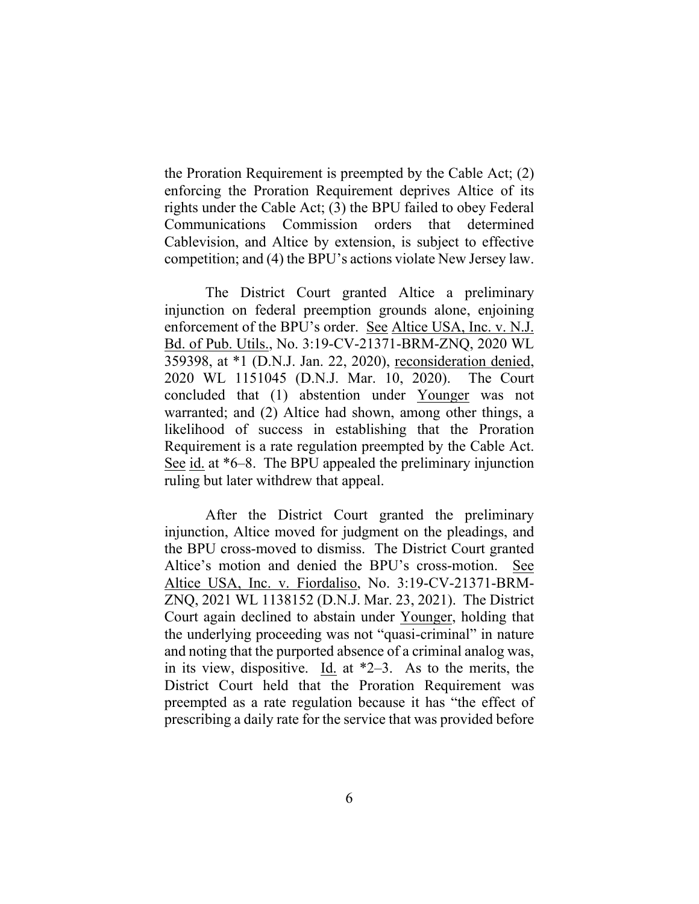the Proration Requirement is preempted by the Cable Act; (2) enforcing the Proration Requirement deprives Altice of its rights under the Cable Act; (3) the BPU failed to obey Federal Communications Commission orders that determined Cablevision, and Altice by extension, is subject to effective competition; and (4) the BPU's actions violate New Jersey law.

The District Court granted Altice a preliminary injunction on federal preemption grounds alone, enjoining enforcement of the BPU's order. See Altice USA, Inc. v. N.J. Bd. of Pub. Utils., No. 3:19-CV-21371-BRM-ZNQ, 2020 WL 359398, at *1 (D.N.J. Jan. 22, 2020), reconsideration denied, 2020 WL 1151045 (D.N.J. Mar. 10, 2020). The Court concluded that (1) abstention under Younger was not warranted; and (2) Altice had shown, among other things, a likelihood of success in establishing that the Proration Requirement is a rate regulation preempted by the Cable Act. See id. at *6–8. The BPU appealed the preliminary injunction ruling but later withdrew that appeal.

After the District Court granted the preliminary injunction, Altice moved for judgment on the pleadings, and the BPU cross-moved to dismiss. The District Court granted Altice's motion and denied the BPU's cross-motion. See Altice USA, Inc. v. Fiordaliso, No. 3:19-CV-21371-BRM-ZNQ, 2021 WL 1138152 (D.N.J. Mar. 23, 2021). The District Court again declined to abstain under Younger, holding that the underlying proceeding was not "quasi-criminal" in nature and noting that the purported absence of a criminal analog was, in its view, dispositive. Id. at *2–3. As to the merits, the District Court held that the Proration Requirement was preempted as a rate regulation because it has "the effect of prescribing a daily rate for the service that was provided before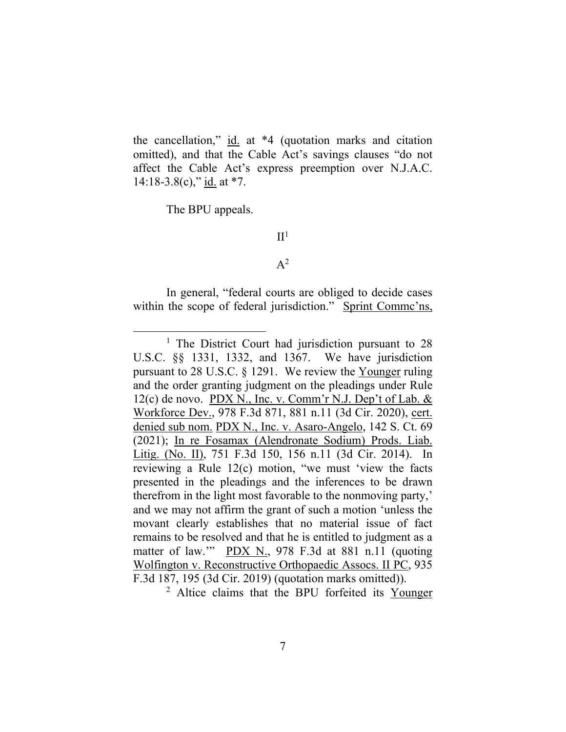the cancellation," id. at *4 (quotation marks and citation omitted), and that the Cable Act's savings clauses "do not affect the Cable Act's express preemption over N.J.A.C. 14:18-3.8(c)," id. at *7.

The BPU appeals.

## II[1]

### A[2]

In general, "federal courts are obliged to decide cases within the scope of federal jurisdiction." Sprint Commc'ns,

---

[1] The District Court had jurisdiction pursuant to 28 U.S.C. §§ 1331, 1332, and 1367. We have jurisdiction pursuant to 28 U.S.C. § 1291. We review the Younger ruling and the order granting judgment on the pleadings under Rule 12(c) de novo. PDX N., Inc. v. Comm'r N.J. Dep't of Lab. & Workforce Dev., 978 F.3d 871, 881 n.11 (3d Cir. 2020), cert. denied sub nom. PDX N., Inc. v. Asaro-Angelo, 142 S. Ct. 69 (2021); In re Fosamax (Alendronate Sodium) Prods. Liab. Litig. (No. II), 751 F.3d 150, 156 n.11 (3d Cir. 2014). In reviewing a Rule 12(c) motion, "we must 'view the facts presented in the pleadings and the inferences to be drawn therefrom in the light most favorable to the nonmoving party,' and we may not affirm the grant of such a motion 'unless the movant clearly establishes that no material issue of fact remains to be resolved and that he is entitled to judgment as a matter of law.'" PDX N., 978 F.3d at 881 n.11 (quoting Wolfington v. Reconstructive Orthopaedic Assocs. II PC, 935 F.3d 187, 195 (3d Cir. 2019) (quotation marks omitted)).

[2] Altice claims that the BPU forfeited its Younger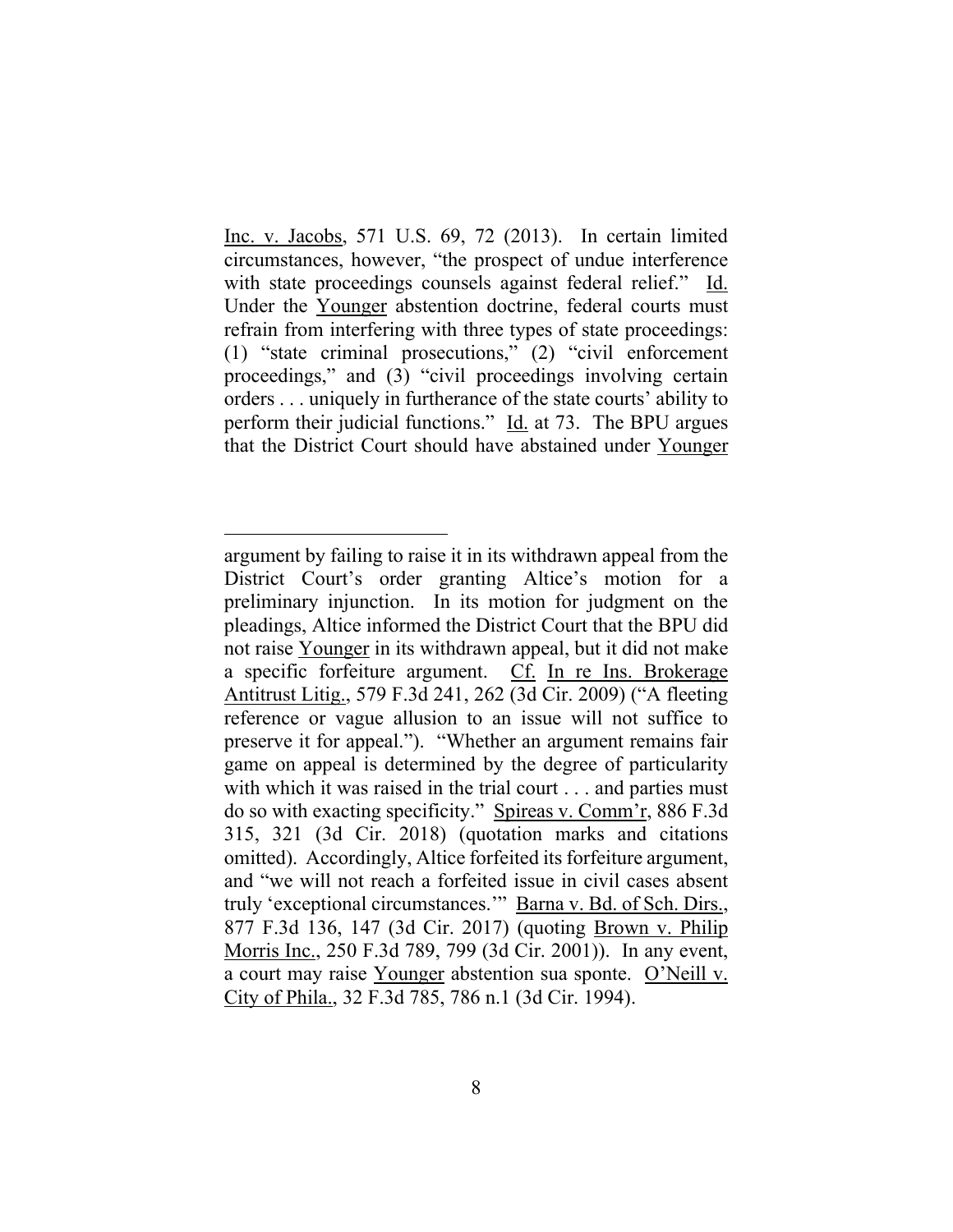Inc. v. Jacobs, 571 U.S. 69, 72 (2013). In certain limited circumstances, however, "the prospect of undue interference with state proceedings counsels against federal relief." Id. Under the Younger abstention doctrine, federal courts must refrain from interfering with three types of state proceedings: (1) "state criminal prosecutions," (2) "civil enforcement proceedings," and (3) "civil proceedings involving certain orders . . . uniquely in furtherance of the state courts' ability to perform their judicial functions." Id. at 73. The BPU argues that the District Court should have abstained under Younger

---

argument by failing to raise it in its withdrawn appeal from the District Court's order granting Altice's motion for a preliminary injunction. In its motion for judgment on the pleadings, Altice informed the District Court that the BPU did not raise Younger in its withdrawn appeal, but it did not make a specific forfeiture argument. Cf. In re Ins. Brokerage Antitrust Litig., 579 F.3d 241, 262 (3d Cir. 2009) ("A fleeting reference or vague allusion to an issue will not suffice to preserve it for appeal."). "Whether an argument remains fair game on appeal is determined by the degree of particularity with which it was raised in the trial court . . . and parties must do so with exacting specificity." Spireas v. Comm'r, 886 F.3d 315, 321 (3d Cir. 2018) (quotation marks and citations omitted). Accordingly, Altice forfeited its forfeiture argument, and "we will not reach a forfeited issue in civil cases absent truly 'exceptional circumstances.'" Barna v. Bd. of Sch. Dirs., 877 F.3d 136, 147 (3d Cir. 2017) (quoting Brown v. Philip Morris Inc., 250 F.3d 789, 799 (3d Cir. 2001)). In any event, a court may raise Younger abstention sua sponte. O'Neill v. City of Phila., 32 F.3d 785, 786 n.1 (3d Cir. 1994).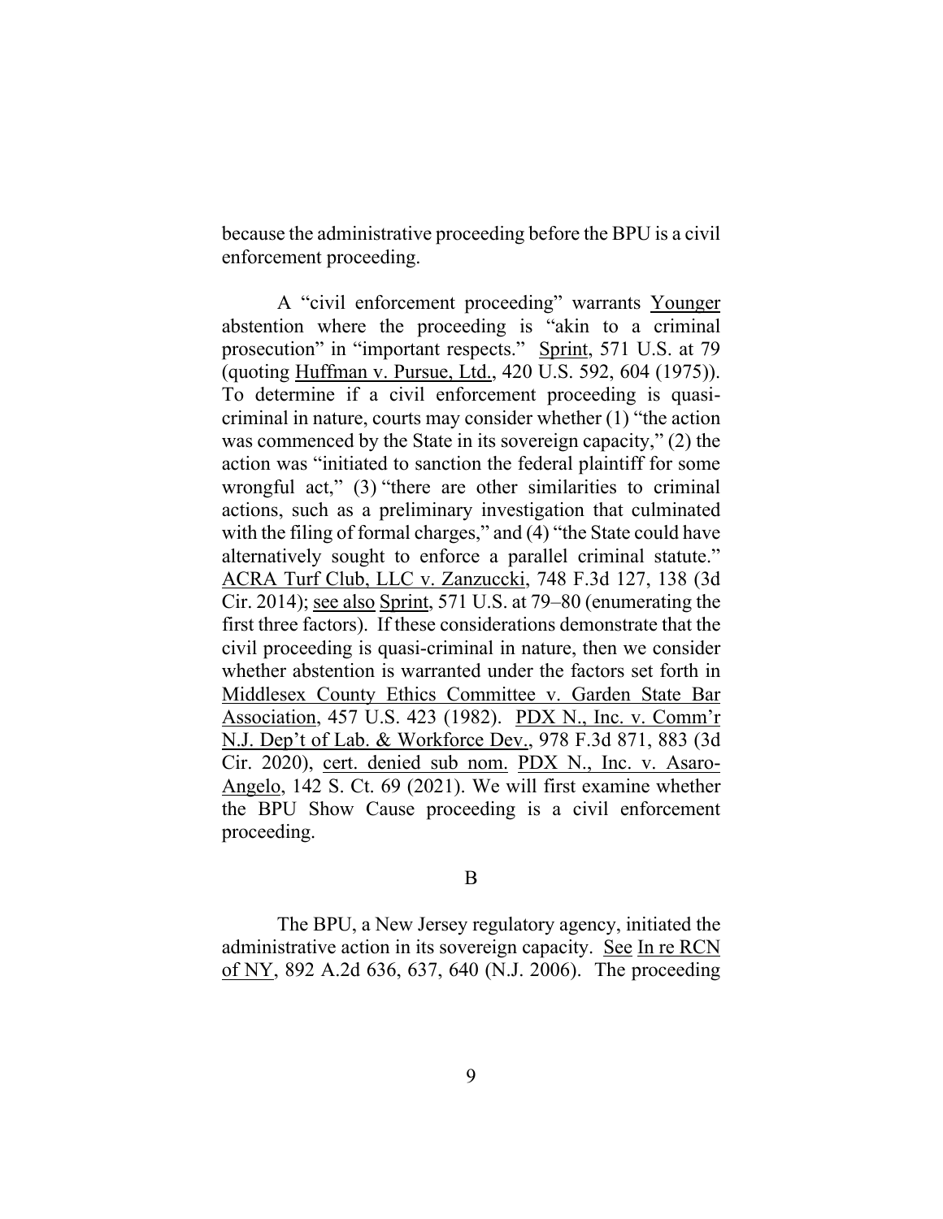because the administrative proceeding before the BPU is a civil enforcement proceeding.

A "civil enforcement proceeding" warrants Younger abstention where the proceeding is "akin to a criminal prosecution" in "important respects." Sprint, 571 U.S. at 79 (quoting Huffman v. Pursue, Ltd., 420 U.S. 592, 604 (1975)). To determine if a civil enforcement proceeding is quasi-criminal in nature, courts may consider whether (1) "the action was commenced by the State in its sovereign capacity," (2) the action was "initiated to sanction the federal plaintiff for some wrongful act," (3) "there are other similarities to criminal actions, such as a preliminary investigation that culminated with the filing of formal charges," and (4) "the State could have alternatively sought to enforce a parallel criminal statute." ACRA Turf Club, LLC v. Zanzuccki, 748 F.3d 127, 138 (3d Cir. 2014); see also Sprint, 571 U.S. at 79–80 (enumerating the first three factors). If these considerations demonstrate that the civil proceeding is quasi-criminal in nature, then we consider whether abstention is warranted under the factors set forth in Middlesex County Ethics Committee v. Garden State Bar Association, 457 U.S. 423 (1982). PDX N., Inc. v. Comm'r N.J. Dep't of Lab. & Workforce Dev., 978 F.3d 871, 883 (3d Cir. 2020), cert. denied sub nom. PDX N., Inc. v. Asaro-Angelo, 142 S. Ct. 69 (2021). We will first examine whether the BPU Show Cause proceeding is a civil enforcement proceeding.

B

The BPU, a New Jersey regulatory agency, initiated the administrative action in its sovereign capacity. See In re RCN of NY, 892 A.2d 636, 637, 640 (N.J. 2006). The proceeding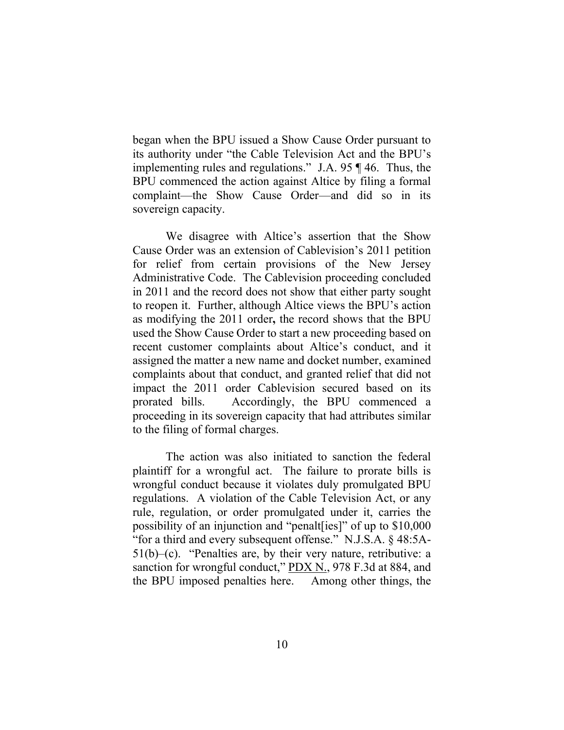began when the BPU issued a Show Cause Order pursuant to its authority under "the Cable Television Act and the BPU's implementing rules and regulations." J.A. 95 ¶ 46. Thus, the BPU commenced the action against Altice by filing a formal complaint—the Show Cause Order—and did so in its sovereign capacity.

We disagree with Altice's assertion that the Show Cause Order was an extension of Cablevision's 2011 petition for relief from certain provisions of the New Jersey Administrative Code. The Cablevision proceeding concluded in 2011 and the record does not show that either party sought to reopen it. Further, although Altice views the BPU's action as modifying the 2011 order**,** the record shows that the BPU used the Show Cause Order to start a new proceeding based on recent customer complaints about Altice's conduct, and it assigned the matter a new name and docket number, examined complaints about that conduct, and granted relief that did not impact the 2011 order Cablevision secured based on its prorated bills. Accordingly, the BPU commenced a proceeding in its sovereign capacity that had attributes similar to the filing of formal charges.

The action was also initiated to sanction the federal plaintiff for a wrongful act. The failure to prorate bills is wrongful conduct because it violates duly promulgated BPU regulations. A violation of the Cable Television Act, or any rule, regulation, or order promulgated under it, carries the possibility of an injunction and "penalt[ies]" of up to $10,000 "for a third and every subsequent offense." N.J.S.A. § 48:5A-51(b)–(c). "Penalties are, by their very nature, retributive: a sanction for wrongful conduct," PDX N., 978 F.3d at 884, and the BPU imposed penalties here. Among other things, the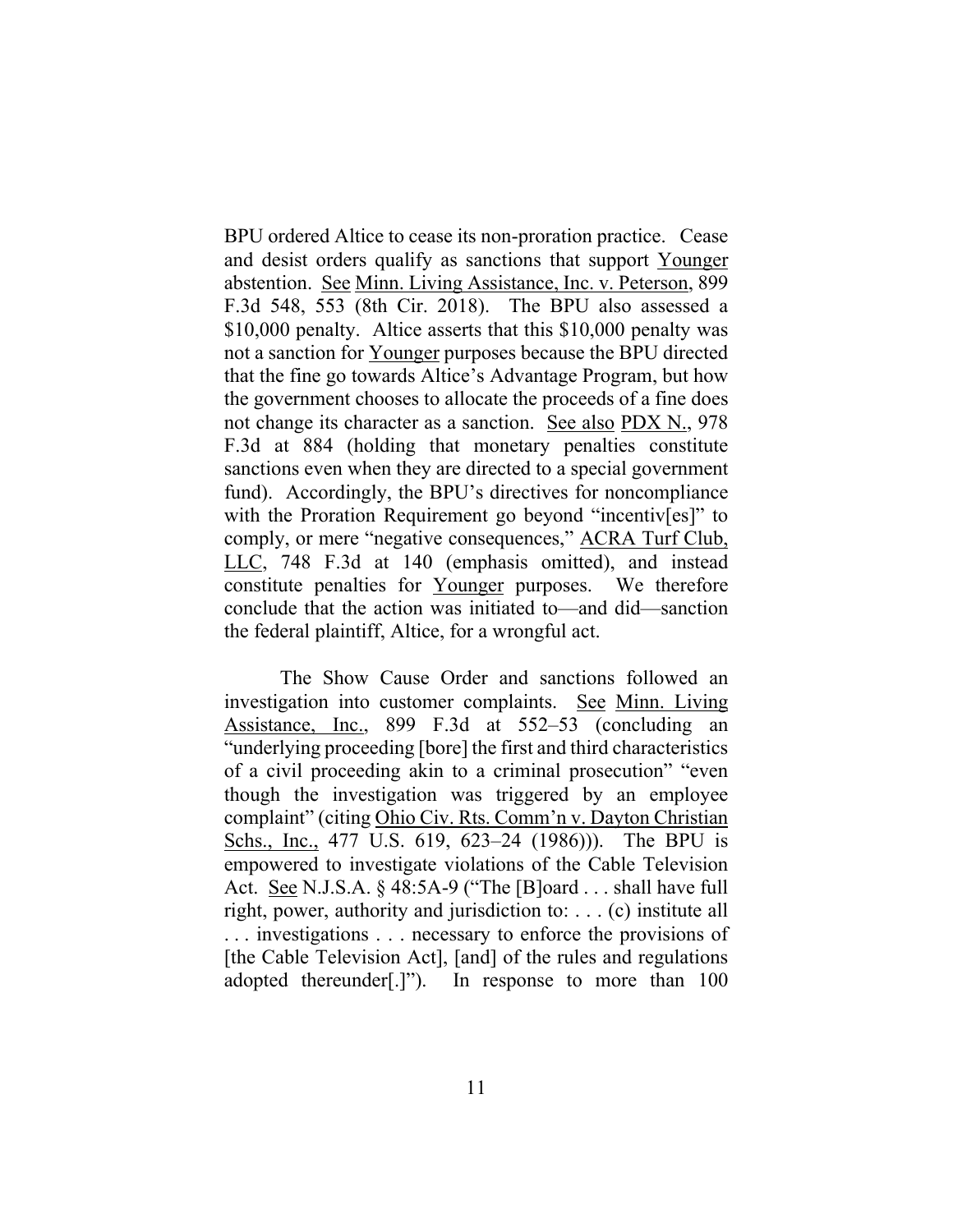BPU ordered Altice to cease its non-proration practice. Cease and desist orders qualify as sanctions that support Younger abstention. See Minn. Living Assistance, Inc. v. Peterson, 899 F.3d 548, 553 (8th Cir. 2018). The BPU also assessed a $10,000 penalty. Altice asserts that this $10,000 penalty was not a sanction for Younger purposes because the BPU directed that the fine go towards Altice's Advantage Program, but how the government chooses to allocate the proceeds of a fine does not change its character as a sanction. See also PDX N., 978 F.3d at 884 (holding that monetary penalties constitute sanctions even when they are directed to a special government fund). Accordingly, the BPU's directives for noncompliance with the Proration Requirement go beyond "incentiv[es]" to comply, or mere "negative consequences," ACRA Turf Club, LLC, 748 F.3d at 140 (emphasis omitted), and instead constitute penalties for Younger purposes. We therefore conclude that the action was initiated to—and did—sanction the federal plaintiff, Altice, for a wrongful act.

The Show Cause Order and sanctions followed an investigation into customer complaints. See Minn. Living Assistance, Inc., 899 F.3d at 552–53 (concluding an "underlying proceeding [bore] the first and third characteristics of a civil proceeding akin to a criminal prosecution" "even though the investigation was triggered by an employee complaint" (citing Ohio Civ. Rts. Comm'n v. Dayton Christian Schs., Inc., 477 U.S. 619, 623–24 (1986))). The BPU is empowered to investigate violations of the Cable Television Act. See N.J.S.A. § 48:5A-9 ("The [B]oard . . . shall have full right, power, authority and jurisdiction to: . . . (c) institute all . . . investigations . . . necessary to enforce the provisions of [the Cable Television Act], [and] of the rules and regulations adopted thereunder[.]"). In response to more than 100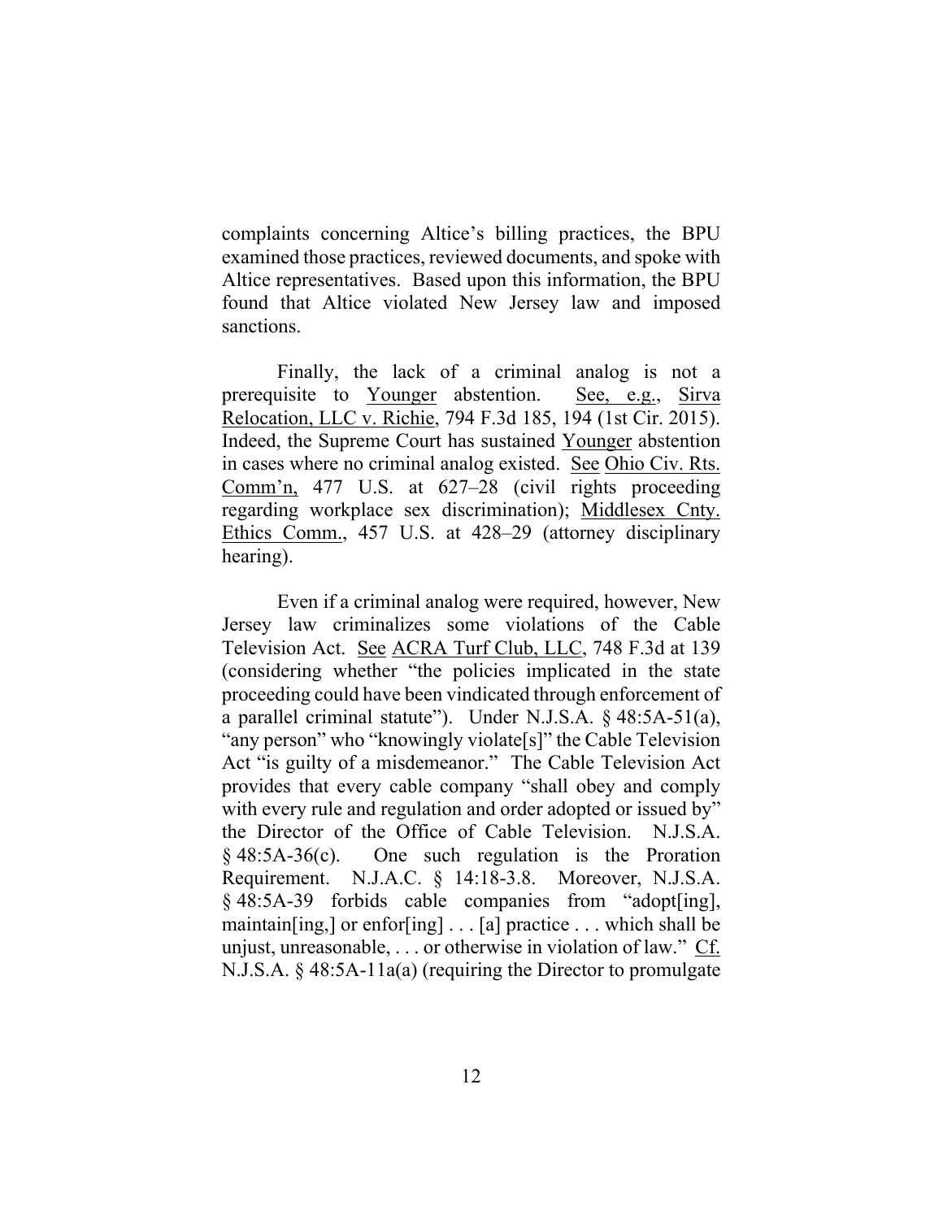complaints concerning Altice's billing practices, the BPU examined those practices, reviewed documents, and spoke with Altice representatives. Based upon this information, the BPU found that Altice violated New Jersey law and imposed sanctions.

Finally, the lack of a criminal analog is not a prerequisite to Younger abstention. See, e.g., Sirva Relocation, LLC v. Richie, 794 F.3d 185, 194 (1st Cir. 2015). Indeed, the Supreme Court has sustained Younger abstention in cases where no criminal analog existed. See Ohio Civ. Rts. Comm'n, 477 U.S. at 627–28 (civil rights proceeding regarding workplace sex discrimination); Middlesex Cnty. Ethics Comm., 457 U.S. at 428–29 (attorney disciplinary hearing).

Even if a criminal analog were required, however, New Jersey law criminalizes some violations of the Cable Television Act. See ACRA Turf Club, LLC, 748 F.3d at 139 (considering whether "the policies implicated in the state proceeding could have been vindicated through enforcement of a parallel criminal statute"). Under N.J.S.A. § 48:5A-51(a), "any person" who "knowingly violate[s]" the Cable Television Act "is guilty of a misdemeanor." The Cable Television Act provides that every cable company "shall obey and comply with every rule and regulation and order adopted or issued by" the Director of the Office of Cable Television. N.J.S.A. § 48:5A-36(c). One such regulation is the Proration Requirement. N.J.A.C. § 14:18-3.8. Moreover, N.J.S.A. § 48:5A-39 forbids cable companies from "adopt[ing], maintain[ing,] or enfor[ing] . . . [a] practice . . . which shall be unjust, unreasonable, . . . or otherwise in violation of law." Cf. N.J.S.A. § 48:5A-11a(a) (requiring the Director to promulgate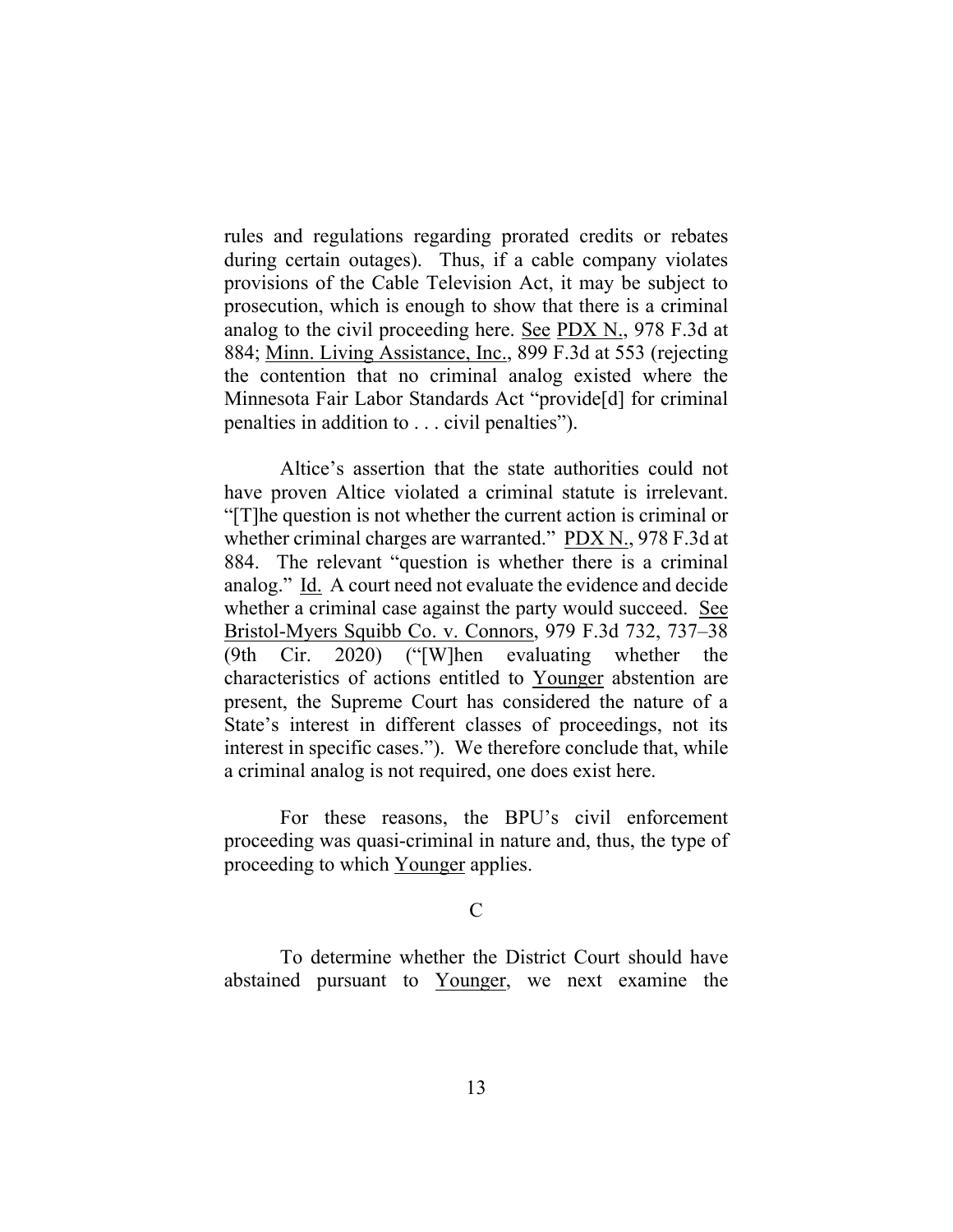rules and regulations regarding prorated credits or rebates during certain outages). Thus, if a cable company violates provisions of the Cable Television Act, it may be subject to prosecution, which is enough to show that there is a criminal analog to the civil proceeding here. See PDX N., 978 F.3d at 884; Minn. Living Assistance, Inc., 899 F.3d at 553 (rejecting the contention that no criminal analog existed where the Minnesota Fair Labor Standards Act "provide[d] for criminal penalties in addition to . . . civil penalties").

Altice's assertion that the state authorities could not have proven Altice violated a criminal statute is irrelevant. "[T]he question is not whether the current action is criminal or whether criminal charges are warranted." PDX N., 978 F.3d at 884. The relevant "question is whether there is a criminal analog." Id. A court need not evaluate the evidence and decide whether a criminal case against the party would succeed. See Bristol-Myers Squibb Co. v. Connors, 979 F.3d 732, 737–38 (9th Cir. 2020) ("[W]hen evaluating whether the characteristics of actions entitled to Younger abstention are present, the Supreme Court has considered the nature of a State's interest in different classes of proceedings, not its interest in specific cases."). We therefore conclude that, while a criminal analog is not required, one does exist here.

For these reasons, the BPU's civil enforcement proceeding was quasi-criminal in nature and, thus, the type of proceeding to which Younger applies.

C

To determine whether the District Court should have abstained pursuant to Younger, we next examine the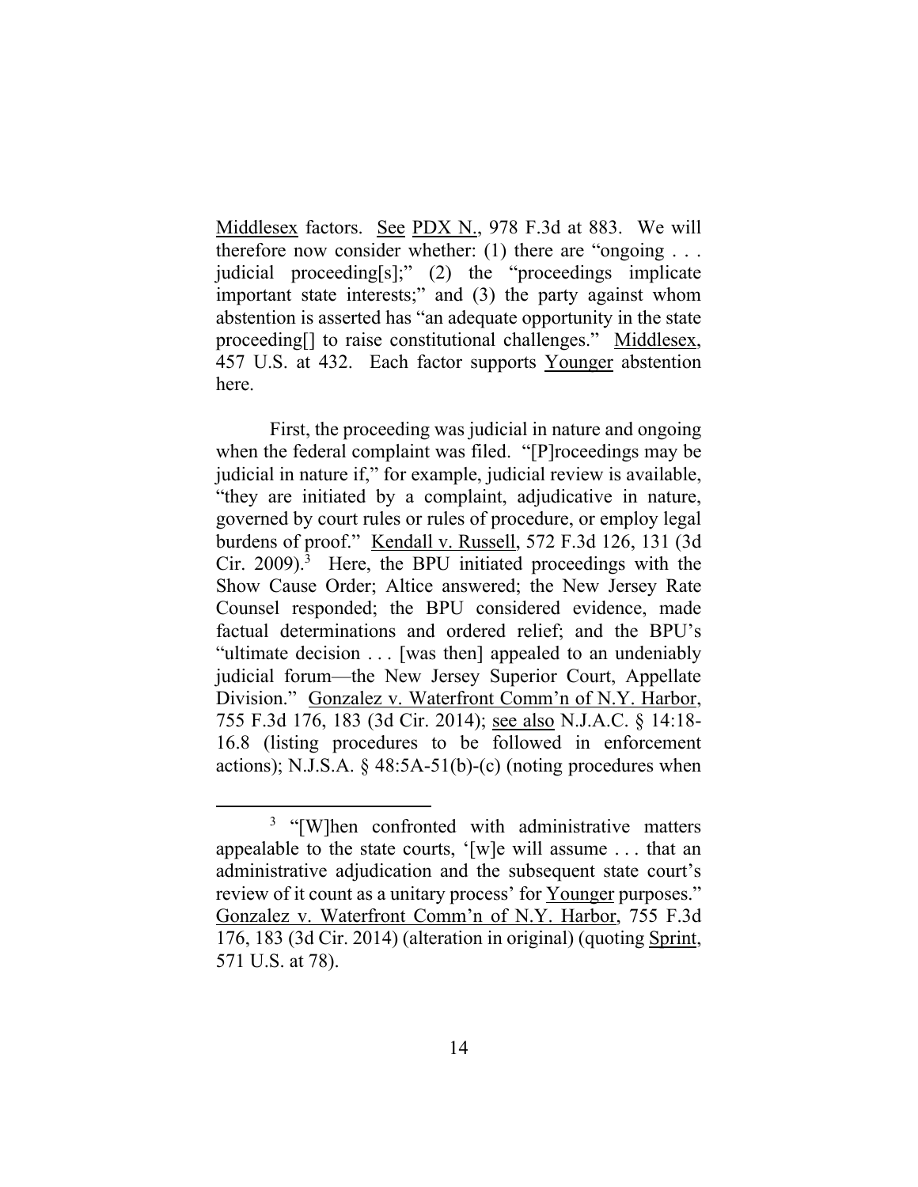Middlesex factors. See PDX N., 978 F.3d at 883. We will therefore now consider whether: (1) there are "ongoing . . . judicial proceeding[s];" (2) the "proceedings implicate important state interests;" and (3) the party against whom abstention is asserted has "an adequate opportunity in the state proceeding[] to raise constitutional challenges." Middlesex, 457 U.S. at 432. Each factor supports Younger abstention here.

First, the proceeding was judicial in nature and ongoing when the federal complaint was filed. "[P]roceedings may be judicial in nature if," for example, judicial review is available, "they are initiated by a complaint, adjudicative in nature, governed by court rules or rules of procedure, or employ legal burdens of proof." Kendall v. Russell, 572 F.3d 126, 131 (3d Cir. 2009).[3] Here, the BPU initiated proceedings with the Show Cause Order; Altice answered; the New Jersey Rate Counsel responded; the BPU considered evidence, made factual determinations and ordered relief; and the BPU's "ultimate decision . . . [was then] appealed to an undeniably judicial forum—the New Jersey Superior Court, Appellate Division." Gonzalez v. Waterfront Comm'n of N.Y. Harbor, 755 F.3d 176, 183 (3d Cir. 2014); see also N.J.A.C. § 14:18-16.8 (listing procedures to be followed in enforcement actions); N.J.S.A. § 48:5A-51(b)-(c) (noting procedures when

[3] "[W]hen confronted with administrative matters appealable to the state courts, '[w]e will assume . . . that an administrative adjudication and the subsequent state court's review of it count as a unitary process' for Younger purposes." Gonzalez v. Waterfront Comm'n of N.Y. Harbor, 755 F.3d 176, 183 (3d Cir. 2014) (alteration in original) (quoting Sprint, 571 U.S. at 78).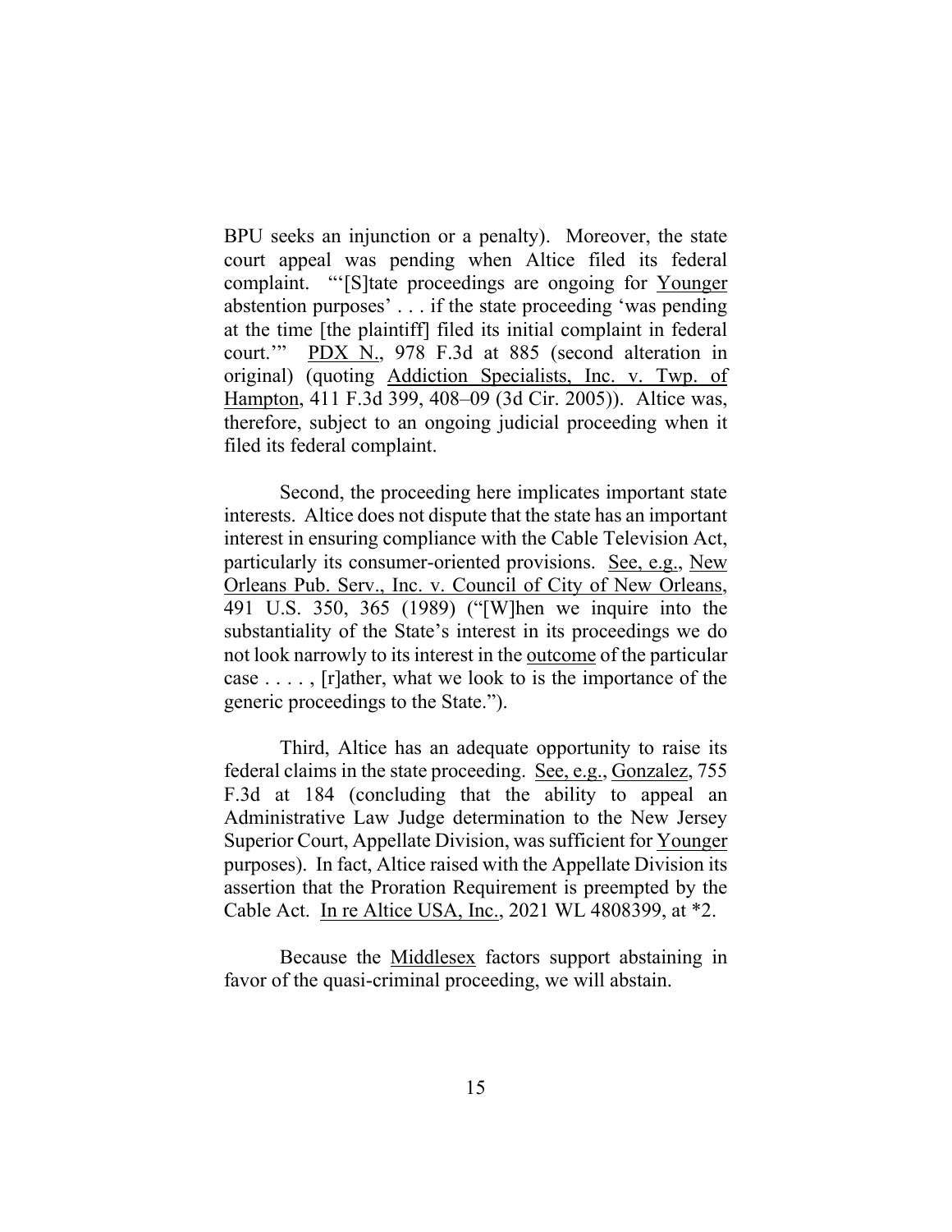BPU seeks an injunction or a penalty). Moreover, the state court appeal was pending when Altice filed its federal complaint. "'[S]tate proceedings are ongoing for Younger abstention purposes' . . . if the state proceeding 'was pending at the time [the plaintiff] filed its initial complaint in federal court.'" PDX N., 978 F.3d at 885 (second alteration in original) (quoting Addiction Specialists, Inc. v. Twp. of Hampton, 411 F.3d 399, 408–09 (3d Cir. 2005)). Altice was, therefore, subject to an ongoing judicial proceeding when it filed its federal complaint.

Second, the proceeding here implicates important state interests. Altice does not dispute that the state has an important interest in ensuring compliance with the Cable Television Act, particularly its consumer-oriented provisions. See, e.g., New Orleans Pub. Serv., Inc. v. Council of City of New Orleans, 491 U.S. 350, 365 (1989) ("[W]hen we inquire into the substantiality of the State's interest in its proceedings we do not look narrowly to its interest in the outcome of the particular case . . . . , [r]ather, what we look to is the importance of the generic proceedings to the State.").

Third, Altice has an adequate opportunity to raise its federal claims in the state proceeding. See, e.g., Gonzalez, 755 F.3d at 184 (concluding that the ability to appeal an Administrative Law Judge determination to the New Jersey Superior Court, Appellate Division, was sufficient for Younger purposes). In fact, Altice raised with the Appellate Division its assertion that the Proration Requirement is preempted by the Cable Act. In re Altice USA, Inc., 2021 WL 4808399, at *2.

Because the Middlesex factors support abstaining in favor of the quasi-criminal proceeding, we will abstain.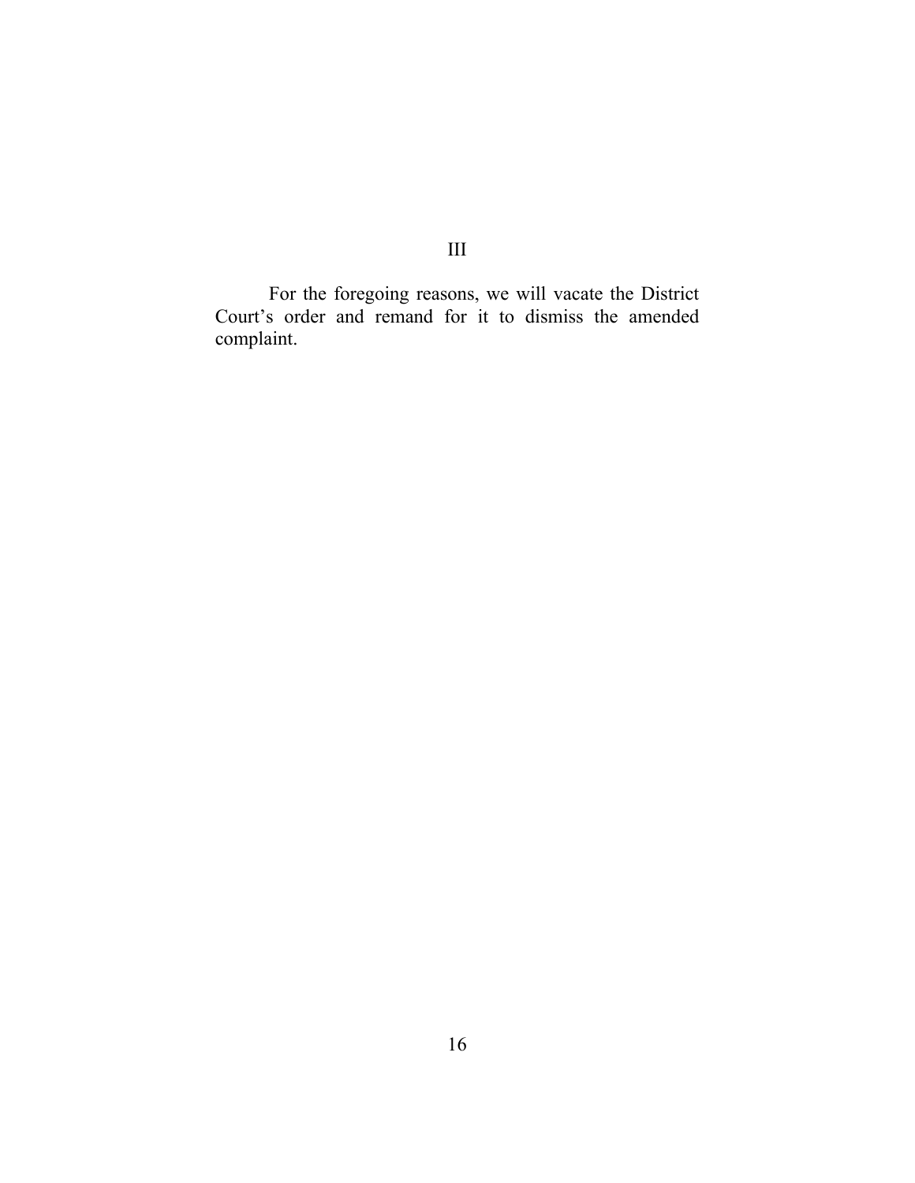## III

For the foregoing reasons, we will vacate the District Court's order and remand for it to dismiss the amended complaint.